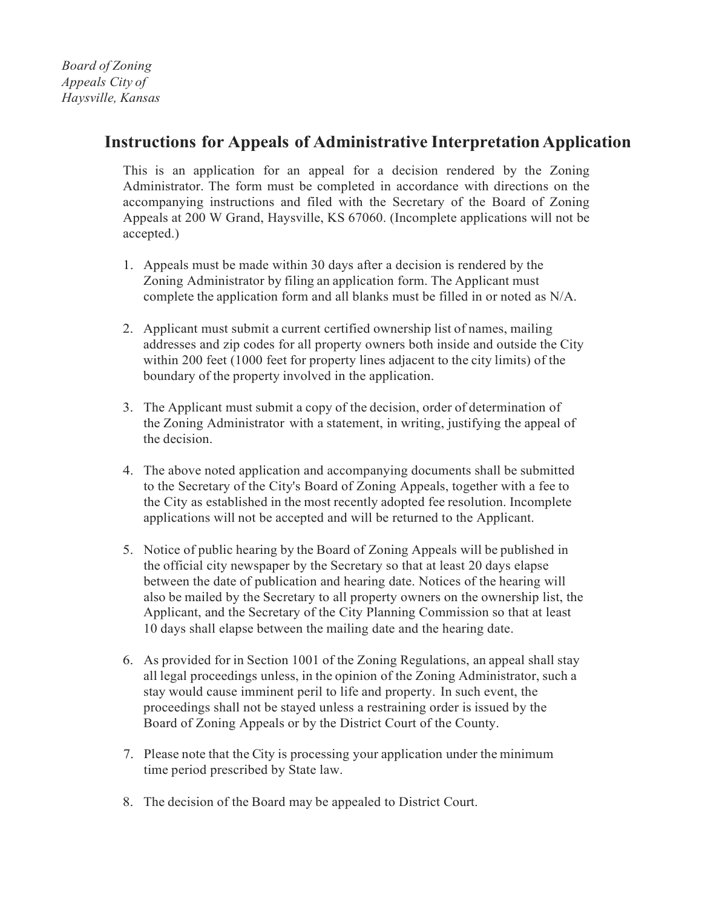*Board of Zoning Appeals City of Haysville, Kansas*

# Instructions for Appeals of Administrative Interpretation Application

This is an application for an appeal for a decision rendered by the Zoning Administrator. The form must be completed in accordance with directions on the accompanying instructions and filed with the Secretary of the Board of Zoning Appeals at 200 W Grand, Haysville, KS 67060. (Incomplete applications will not be accepted.)

1. Appeals must be made within 30 days after a decision is rendered by the Zoning Administrator by filing an application form. The Applicant must complete the application form and all blanks must be filled in or noted as N/A.

2. Applicant must submit a current certified ownership list of names, mailing addresses and zip codes for all property owners both inside and outside the City within 200 feet (1000 feet for property lines adjacent to the city limits) of the boundary of the property involved in the application.

3. The Applicant must submit a copy of the decision, order of determination of the Zoning Administrator with a statement, in writing, justifying the appeal of the decision.

4. The above noted application and accompanying documents shall be submitted to the Secretary of the City's Board of Zoning Appeals, together with a fee to the City as established in the most recently adopted fee resolution. Incomplete applications will not be accepted and will be returned to the Applicant.

5. Notice of public hearing by the Board of Zoning Appeals will be published in the official city newspaper by the Secretary so that at least 20 days elapse between the date of publication and hearing date. Notices of the hearing will also be mailed by the Secretary to all property owners on the ownership list, the Applicant, and the Secretary of the City Planning Commission so that at least 10 days shall elapse between the mailing date and the hearing date.

6. As provided for in Section 1001 of the Zoning Regulations, an appeal shall stay all legal proceedings unless, in the opinion of the Zoning Administrator, such a stay would cause imminent peril to life and property. In such event, the proceedings shall not be stayed unless a restraining order is issued by the Board of Zoning Appeals or by the District Court of the County.

7. Please note that the City is processing your application under the minimum time period prescribed by State law.

8. The decision of the Board may be appealed to District Court.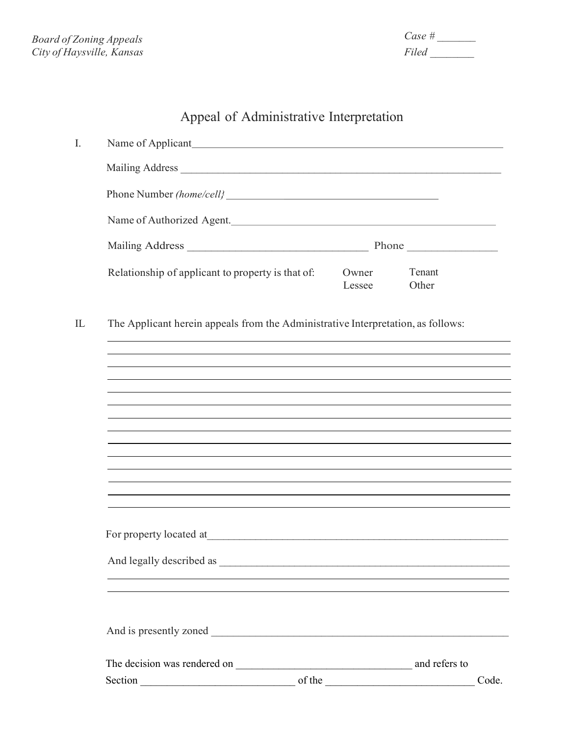*Board of Zoning Appeals*
*City of Haysville, Kansas*

*Case #* _______
*Filed* ________

# Appeal of Administrative Interpretation

I. Name of Applicant____________________________________________________________

Mailing Address ______________________________________________________________

Phone Number *(home/cell}* ______________________________________

Name of Authorized Agent.________________________________________________

Mailing Address ________________________________ Phone ________________

Relationship of applicant to property is that of: Owner Tenant Lessee Other

IL The Applicant herein appeals from the Administrative Interpretation, as follows:

______________________________________________________________________________

______________________________________________________________________________

______________________________________________________________________________

______________________________________________________________________________

______________________________________________________________________________

______________________________________________________________________________

______________________________________________________________________________

______________________________________________________________________________

______________________________________________________________________________

______________________________________________________________________________

______________________________________________________________________________

______________________________________________________________________________

______________________________________________________________________________

______________________________________________________________________________

For property located at________________________________________________________

And legally described as ______________________________________________________

______________________________________________________________________________

______________________________________________________________________________

And is presently zoned ________________________________________________________

The decision was rendered on ________________________________ and refers to Section ____________________________ of the ____________________________ Code.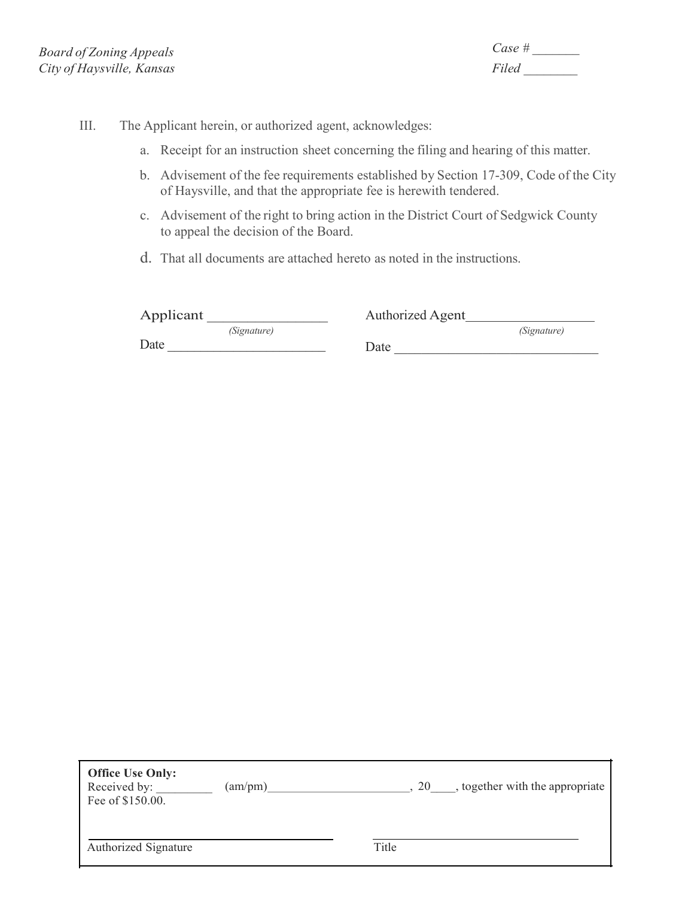*Board of Zoning Appeals*
*City of Haysville, Kansas*

*Case #* _______
*Filed* ________

III. The Applicant herein, or authorized agent, acknowledges:

a. Receipt for an instruction sheet concerning the filing and hearing of this matter.

b. Advisement of the fee requirements established by Section 17-309, Code of the City of Haysville, and that the appropriate fee is herewith tendered.

c. Advisement of the right to bring action in the District Court of Sedgwick County to appeal the decision of the Board.

d. That all documents are attached hereto as noted in the instructions.

Applicant ________________ *(Signature)*

Date ________________________

Authorized Agent__________________ *(Signature)*

Date ______________________________

**Office Use Only:**
Received by: _________ (am/pm)______________________, 20____, together with the appropriate Fee of $150.00.

________________________________
Authorized Signature

________________________________
Title